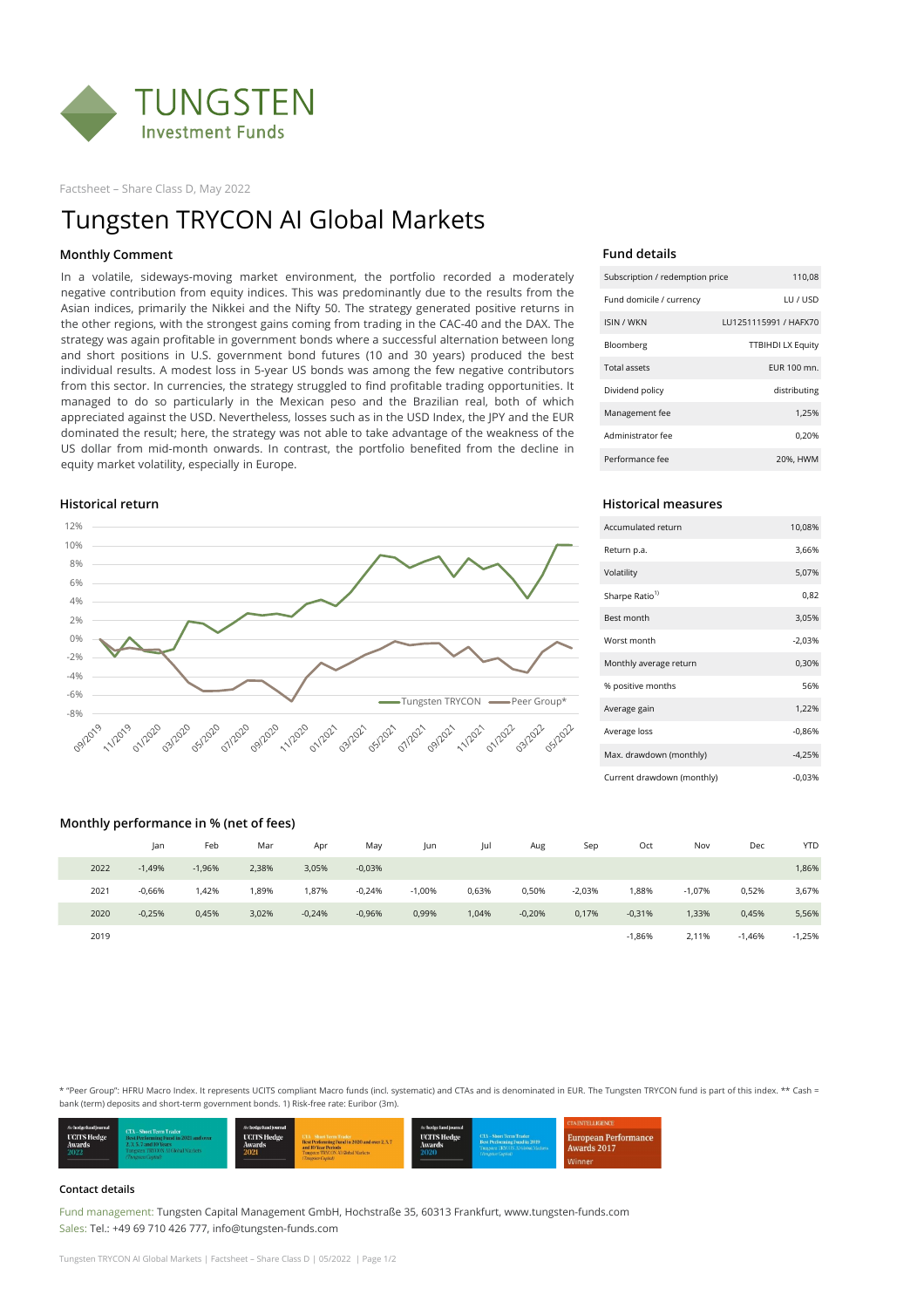Factsheet – Share Class D, May 2022

# Tungsten TRYCON AI Global Markets

## Monthly Comment

In a volatile, sideways-moving market environment, the portfolio recorded a moderately negative contribution from equity indices. This was predominantly due to the results from the Asian indices, primarily the Nikkei and the Nifty 50. The strategy generated positive returns in the other regions, with the strongest gains coming from trading in the CAC-40 and the DAX. The strategy was again profitable in government bonds where a successful alternation between long and short positions in U.S. government bond futures (10 and 30 years) produced the best individual results. A modest loss in 5-year US bonds was among the few negative contributors from this sector. In currencies, the strategy struggled to find profitable trading opportunities. It managed to do so particularly in the Mexican peso and the Brazilian real, both of which appreciated against the USD. Nevertheless, losses such as in the USD Index, the JPY and the EUR dominated the result; here, the strategy was not able to take advantage of the weakness of the US dollar from mid-month onwards. In contrast, the portfolio benefited from the decline in equity market volatility, especially in Europe.

## Fund details

| | |
|---|---|
| Subscription / redemption price | 110,08 |
| Fund domicile / currency | LU / USD |
| ISIN / WKN | LU1251115991 / HAFX70 |
| Bloomberg | TTBIHDI LX Equity |
| Total assets | EUR 100 mn. |
| Dividend policy | distributing |
| Management fee | 1,25% |
| Administrator fee | 0,20% |
| Performance fee | 20%, HWM |

## Historical return

Legend: Tungsten TRYCON, Peer Group*

## Historical measures

| | |
|---|---|
| Accumulated return | 10,08% |
| Return p.a. | 3,66% |
| Volatility | 5,07% |
| Sharpe Ratio[1] | 0,82 |
| Best month | 3,05% |
| Worst month | -2,03% |
| Monthly average return | 0,30% |
| % positive months | 56% |
| Average gain | 1,22% |
| Average loss | -0,86% |
| Max. drawdown (monthly) | -4,25% |
| Current drawdown (monthly) | -0,03% |

## Monthly performance in % (net of fees)

| | Jan | Feb | Mar | Apr | May | Jun | Jul | Aug | Sep | Oct | Nov | Dec | YTD |
|---|---|---|---|---|---|---|---|---|---|---|---|---|---|
| 2022 | -1,49% | -1,96% | 2,38% | 3,05% | -0,03% | | | | | | | | 1,86% |
| 2021 | -0,66% | 1,42% | 1,89% | 1,87% | -0,24% | -1,00% | 0,63% | 0,50% | -2,03% | 1,88% | -1,07% | 0,52% | 3,67% |
| 2020 | -0,25% | 0,45% | 3,02% | -0,24% | -0,96% | 0,99% | 1,04% | -0,20% | 0,17% | -0,31% | 1,33% | 0,45% | 5,56% |
| 2019 | | | | | | | | | | -1,86% | 2,11% | -1,46% | -1,25% |

* "Peer Group": HFRU Macro Index. It represents UCITS compliant Macro funds (incl. systematic) and CTAs and is denominated in EUR. The Tungsten TRYCON fund is part of this index. ** Cash = bank (term) deposits and short-term government bonds. 1) Risk-free rate: Euribor (3m).

### Contact details

Fund management: Tungsten Capital Management GmbH, Hochstraße 35, 60313 Frankfurt, www.tungsten-funds.com
Sales: Tel.: +49 69 710 426 777, info@tungsten-funds.com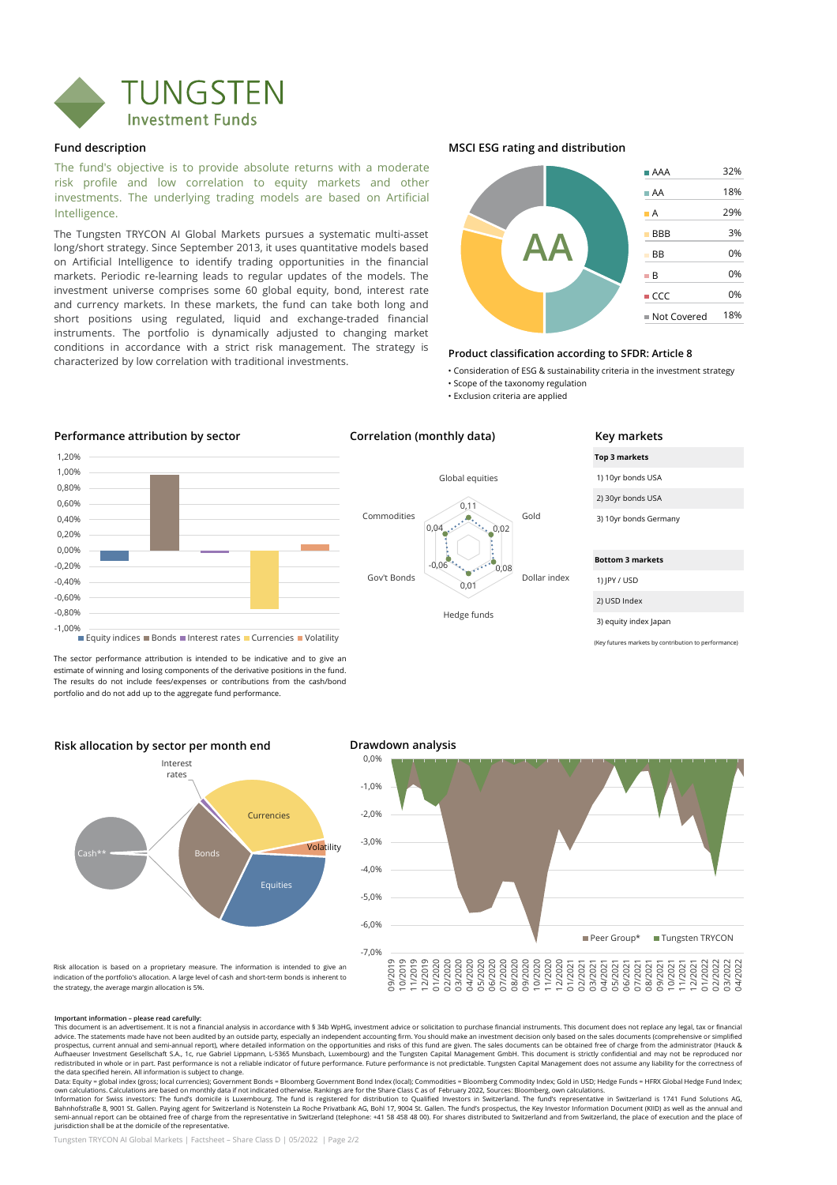# TUNGSTEN
Investment Funds

## Fund description

The fund's objective is to provide absolute returns with a moderate risk profile and low correlation to equity markets and other investments. The underlying trading models are based on Artificial Intelligence.

The Tungsten TRYCON AI Global Markets pursues a systematic multi-asset long/short strategy. Since September 2013, it uses quantitative models based on Artificial Intelligence to identify trading opportunities in the financial markets. Periodic re-learning leads to regular updates of the models. The investment universe comprises some 60 global equity, bond, interest rate and currency markets. In these markets, the fund can take both long and short positions using regulated, liquid and exchange-traded financial instruments. The portfolio is dynamically adjusted to changing market conditions in accordance with a strict risk management. The strategy is characterized by low correlation with traditional investments.

## MSCI ESG rating and distribution

AA

| | |
|---|---|
| AAA | 32% |
| AA | 18% |
| A | 29% |
| BBB | 3% |
| BB | 0% |
| B | 0% |
| CCC | 0% |
| Not Covered | 18% |

## Product classification according to SFDR: Article 8

- Consideration of ESG & sustainability criteria in the investment strategy
- Scope of the taxonomy regulation
- Exclusion criteria are applied

## Performance attribution by sector

1,20%
1,00%
0,80%
0,60%
0,40%
0,20%
0,00%
-0,20%
-0,40%
-0,60%
-0,80%
-1,00%

Equity indices, Bonds, Interest rates, Currencies, Volatility

The sector performance attribution is intended to be indicative and to give an estimate of winning and losing components of the derivative positions in the fund. The results do not include fees/expenses or contributions from the cash/bond portfolio and do not add up to the aggregate fund performance.

## Correlation (monthly data)

Global equities 0,11
Gold 0,02
Dollar index 0,08
Hedge funds 0,01
Gov't Bonds -0,06
Commodities 0,04

## Key markets

| Top 3 markets |
|---|
| 1) 10yr bonds USA |
| 2) 30yr bonds USA |
| 3) 10yr bonds Germany |

| Bottom 3 markets |
|---|
| 1) JPY / USD |
| 2) USD Index |
| 3) equity index Japan |

(Key futures markets by contribution to performance)

## Risk allocation by sector per month end

Interest rates
Currencies
Volatility
Cash**
Bonds
Equities

Risk allocation is based on a proprietary measure. The information is intended to give an indication of the portfolio's allocation. A large level of cash and short-term bonds is inherent to the strategy, the average margin allocation is 5%.

## Drawdown analysis

0,0%
-1,0%
-2,0%
-3,0%
-4,0%
-5,0%
-6,0%
-7,0%

Peer Group*, Tungsten TRYCON

09/2019 10/2019 11/2019 12/2019 01/2020 02/2020 03/2020 04/2020 05/2020 06/2020 07/2020 08/2020 09/2020 10/2020 11/2020 12/2020 01/2021 02/2021 03/2021 04/2021 05/2021 06/2021 07/2021 08/2021 09/2021 10/2021 11/2021 12/2021 01/2022 02/2022 03/2022 04/2022

**Important information – please read carefully:**
This document is an advertisement. It is not a financial analysis in accordance with § 34b WpHG, investment advice or solicitation to purchase financial instruments. This document does not replace any legal, tax or financial advice. The statements made have not been audited by an outside party, especially an independent accounting firm. You should make an investment decision only based on the sales documents (comprehensive or simplified prospectus, current annual and semi-annual report), where detailed information on the opportunities and risks of this fund are given. The sales documents can be obtained free of charge from the administrator (Hauck & Aufhaeuser Investment Gesellschaft S.A., 1c, rue Gabriel Lippmann, L-5365 Munsbach, Luxembourg) and the Tungsten Capital Management GmbH. This document is strictly confidential and may not be reproduced nor redistributed in whole or in part. Past performance is not a reliable indicator of future performance. Future performance is not predictable. Tungsten Capital Management does not assume any liability for the correctness of the data specified herein. All information is subject to change.
Data: Equity = global index (gross; local currencies); Government Bonds = Bloomberg Government Bond Index (local); Commodities = Bloomberg Commodity Index; Gold in USD; Hedge Funds = HFRX Global Hedge Fund Index; own calculations. Calculations are based on monthly data if not indicated otherwise. Rankings are for the Share Class C as of February 2022, Sources: Bloomberg, own calculations.
Information for Swiss investors: The fund's domicile is Luxembourg. The fund is registered for distribution to Qualified Investors in Switzerland. The fund's representative in Switzerland is 1741 Fund Solutions AG, Bahnhofstraße 8, 9001 St. Gallen. Paying agent for Switzerland is Notenstein La Roche Privatbank AG, Bohl 17, 9004 St. Gallen. The fund's prospectus, the Key Investor Information Document (KIID) as well as the annual and semi-annual report can be obtained free of charge from the representative in Switzerland (telephone: +41 58 458 48 00). For shares distributed to Switzerland and from Switzerland, the place of execution and the place of jurisdiction shall be at the domicile of the representative.